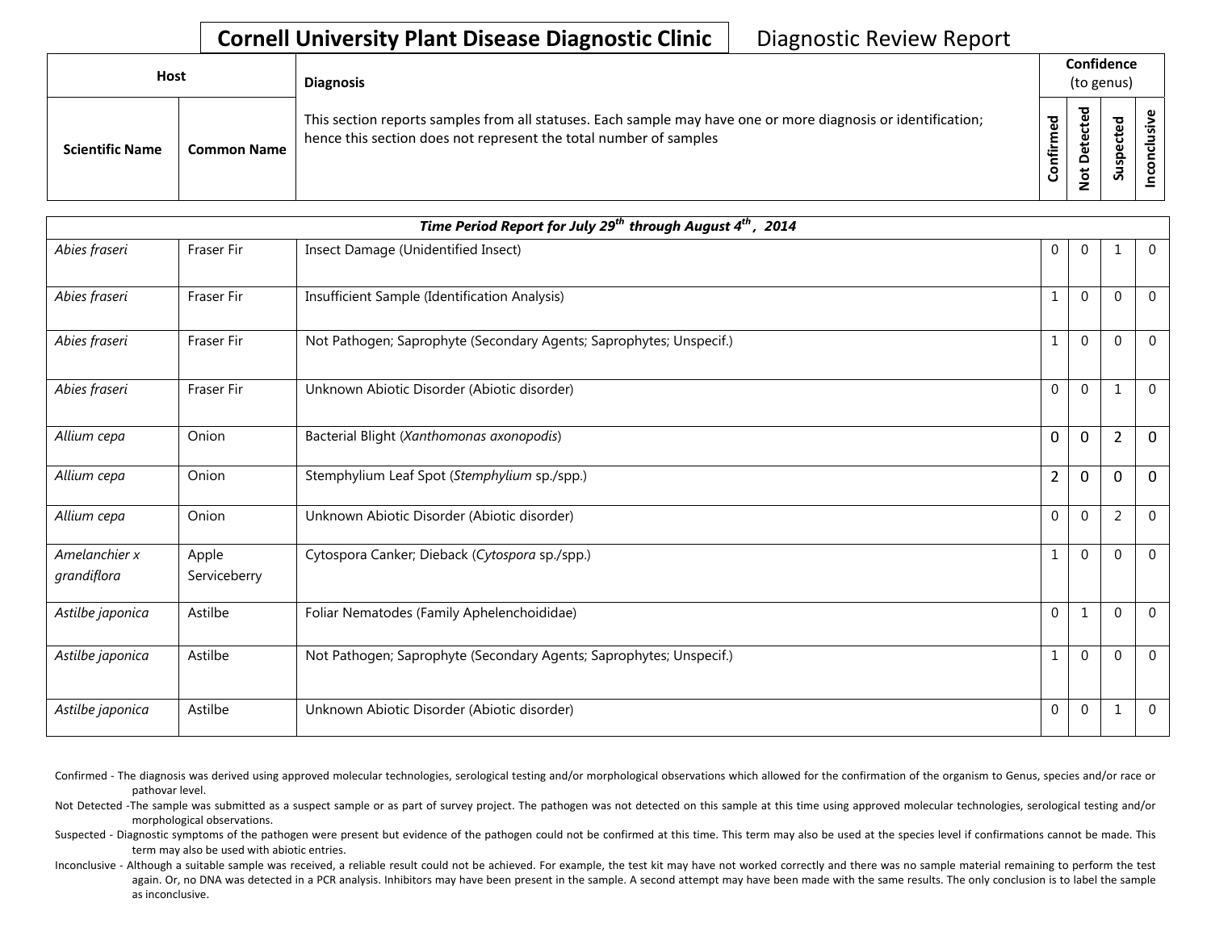# Cornell University Plant Disease Diagnostic Clinic

Diagnostic Review Report

| Host | | Diagnosis | Confidence (to genus) | | | |
|---|---|---|---|---|---|---|
| Scientific Name | Common Name | This section reports samples from all statuses. Each sample may have one or more diagnosis or identification; hence this section does not represent the total number of samples | Confirmed | Not Detected | Suspected | Inconclusive |

| *Time Period Report for July 29th through August 4th, 2014* | | | | | | |
|---|---|---|---|---|---|---|
| *Abies fraseri* | Fraser Fir | Insect Damage (Unidentified Insect) | 0 | 0 | 1 | 0 |
| *Abies fraseri* | Fraser Fir | Insufficient Sample (Identification Analysis) | 1 | 0 | 0 | 0 |
| *Abies fraseri* | Fraser Fir | Not Pathogen; Saprophyte (Secondary Agents; Saprophytes; Unspecif.) | 1 | 0 | 0 | 0 |
| *Abies fraseri* | Fraser Fir | Unknown Abiotic Disorder (Abiotic disorder) | 0 | 0 | 1 | 0 |
| *Allium cepa* | Onion | Bacterial Blight (*Xanthomonas axonopodis*) | 0 | 0 | 2 | 0 |
| *Allium cepa* | Onion | Stemphylium Leaf Spot (*Stemphylium* sp./spp.) | 2 | 0 | 0 | 0 |
| *Allium cepa* | Onion | Unknown Abiotic Disorder (Abiotic disorder) | 0 | 0 | 2 | 0 |
| *Amelanchier x grandiflora* | Apple Serviceberry | Cytospora Canker; Dieback (*Cytospora* sp./spp.) | 1 | 0 | 0 | 0 |
| *Astilbe japonica* | Astilbe | Foliar Nematodes (Family Aphelenchoididae) | 0 | 1 | 0 | 0 |
| *Astilbe japonica* | Astilbe | Not Pathogen; Saprophyte (Secondary Agents; Saprophytes; Unspecif.) | 1 | 0 | 0 | 0 |
| *Astilbe japonica* | Astilbe | Unknown Abiotic Disorder (Abiotic disorder) | 0 | 0 | 1 | 0 |

Confirmed - The diagnosis was derived using approved molecular technologies, serological testing and/or morphological observations which allowed for the confirmation of the organism to Genus, species and/or race or pathovar level.

Not Detected -The sample was submitted as a suspect sample or as part of survey project. The pathogen was not detected on this sample at this time using approved molecular technologies, serological testing and/or morphological observations.

Suspected - Diagnostic symptoms of the pathogen were present but evidence of the pathogen could not be confirmed at this time. This term may also be used at the species level if confirmations cannot be made. This term may also be used with abiotic entries.

Inconclusive - Although a suitable sample was received, a reliable result could not be achieved. For example, the test kit may have not worked correctly and there was no sample material remaining to perform the test again. Or, no DNA was detected in a PCR analysis. Inhibitors may have been present in the sample. A second attempt may have been made with the same results. The only conclusion is to label the sample as inconclusive.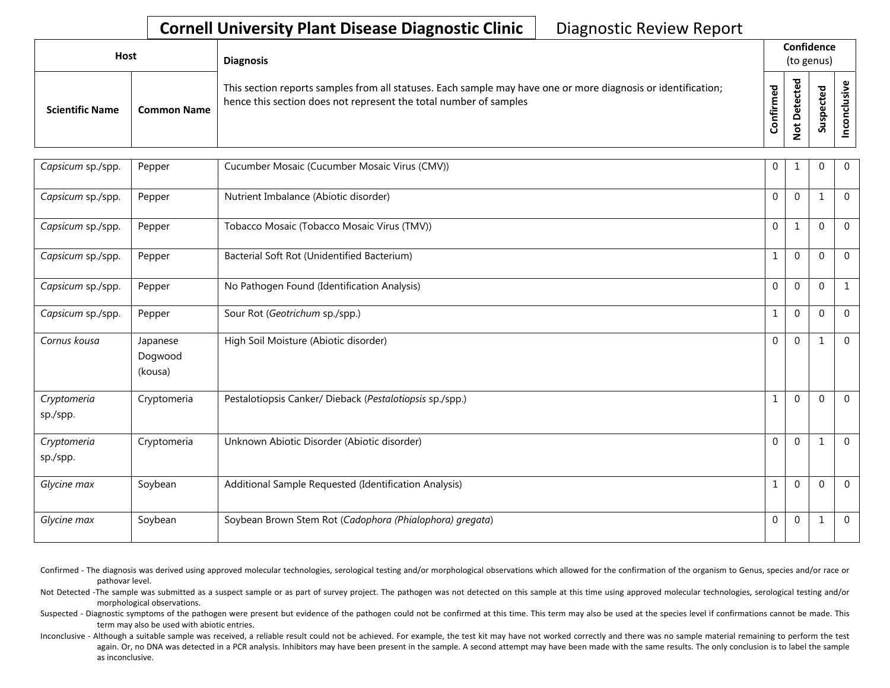**Cornell University Plant Disease Diagnostic Clinic** Diagnostic Review Report

| Host | | Diagnosis | Confidence (to genus) | | | |
|---|---|---|---|---|---|---|
| Scientific Name | Common Name | This section reports samples from all statuses. Each sample may have one or more diagnosis or identification; hence this section does not represent the total number of samples | Confirmed | Not Detected | Suspected | Inconclusive |
| *Capsicum* sp./spp. | Pepper | Cucumber Mosaic (Cucumber Mosaic Virus (CMV)) | 0 | 1 | 0 | 0 |
| *Capsicum* sp./spp. | Pepper | Nutrient Imbalance (Abiotic disorder) | 0 | 0 | 1 | 0 |
| *Capsicum* sp./spp. | Pepper | Tobacco Mosaic (Tobacco Mosaic Virus (TMV)) | 0 | 1 | 0 | 0 |
| *Capsicum* sp./spp. | Pepper | Bacterial Soft Rot (Unidentified Bacterium) | 1 | 0 | 0 | 0 |
| *Capsicum* sp./spp. | Pepper | No Pathogen Found (Identification Analysis) | 0 | 0 | 0 | 1 |
| *Capsicum* sp./spp. | Pepper | Sour Rot (*Geotrichum* sp./spp.) | 1 | 0 | 0 | 0 |
| *Cornus kousa* | Japanese Dogwood (kousa) | High Soil Moisture (Abiotic disorder) | 0 | 0 | 1 | 0 |
| *Cryptomeria* sp./spp. | Cryptomeria | Pestalotiopsis Canker/ Dieback (*Pestalotiopsis* sp./spp.) | 1 | 0 | 0 | 0 |
| *Cryptomeria* sp./spp. | Cryptomeria | Unknown Abiotic Disorder (Abiotic disorder) | 0 | 0 | 1 | 0 |
| *Glycine max* | Soybean | Additional Sample Requested (Identification Analysis) | 1 | 0 | 0 | 0 |
| *Glycine max* | Soybean | Soybean Brown Stem Rot (*Cadophora (Phialophora) gregata*) | 0 | 0 | 1 | 0 |

Confirmed - The diagnosis was derived using approved molecular technologies, serological testing and/or morphological observations which allowed for the confirmation of the organism to Genus, species and/or race or pathovar level.

Not Detected -The sample was submitted as a suspect sample or as part of survey project. The pathogen was not detected on this sample at this time using approved molecular technologies, serological testing and/or morphological observations.

Suspected - Diagnostic symptoms of the pathogen were present but evidence of the pathogen could not be confirmed at this time. This term may also be used at the species level if confirmations cannot be made. This term may also be used with abiotic entries.

Inconclusive - Although a suitable sample was received, a reliable result could not be achieved. For example, the test kit may have not worked correctly and there was no sample material remaining to perform the test again. Or, no DNA was detected in a PCR analysis. Inhibitors may have been present in the sample. A second attempt may have been made with the same results. The only conclusion is to label the sample as inconclusive.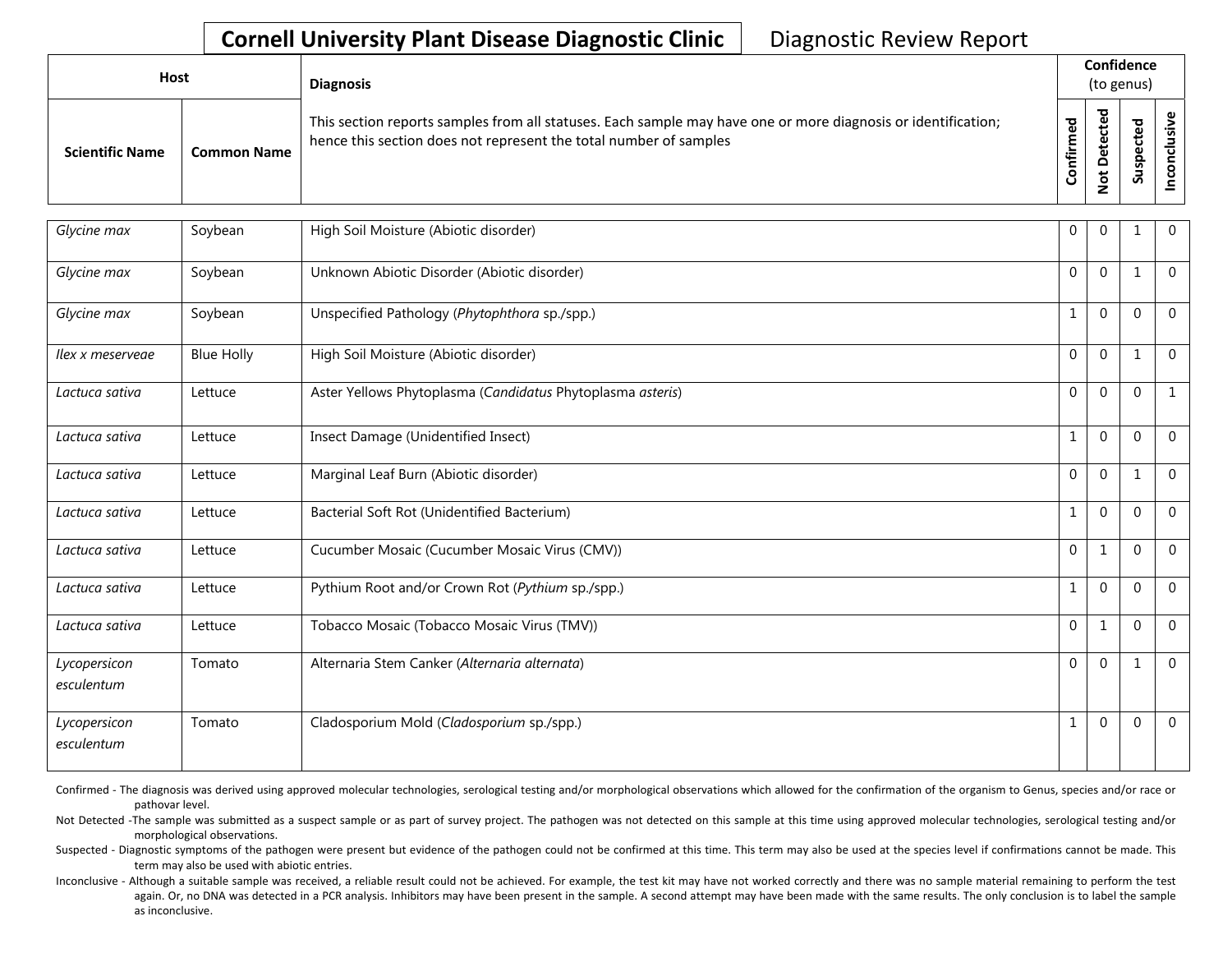# Cornell University Plant Disease Diagnostic Clinic

Diagnostic Review Report

| Host | | Diagnosis | Confidence (to genus) | | | |
|---|---|---|---|---|---|---|
| Scientific Name | Common Name | This section reports samples from all statuses. Each sample may have one or more diagnosis or identification; hence this section does not represent the total number of samples | Confirmed | Not Detected | Suspected | Inconclusive |
| *Glycine max* | Soybean | High Soil Moisture (Abiotic disorder) | 0 | 0 | 1 | 0 |
| *Glycine max* | Soybean | Unknown Abiotic Disorder (Abiotic disorder) | 0 | 0 | 1 | 0 |
| *Glycine max* | Soybean | Unspecified Pathology (*Phytophthora* sp./spp.) | 1 | 0 | 0 | 0 |
| *Ilex x meserveae* | Blue Holly | High Soil Moisture (Abiotic disorder) | 0 | 0 | 1 | 0 |
| *Lactuca sativa* | Lettuce | Aster Yellows Phytoplasma (*Candidatus* Phytoplasma *asteris*) | 0 | 0 | 0 | 1 |
| *Lactuca sativa* | Lettuce | Insect Damage (Unidentified Insect) | 1 | 0 | 0 | 0 |
| *Lactuca sativa* | Lettuce | Marginal Leaf Burn (Abiotic disorder) | 0 | 0 | 1 | 0 |
| *Lactuca sativa* | Lettuce | Bacterial Soft Rot (Unidentified Bacterium) | 1 | 0 | 0 | 0 |
| *Lactuca sativa* | Lettuce | Cucumber Mosaic (Cucumber Mosaic Virus (CMV)) | 0 | 1 | 0 | 0 |
| *Lactuca sativa* | Lettuce | Pythium Root and/or Crown Rot (*Pythium* sp./spp.) | 1 | 0 | 0 | 0 |
| *Lactuca sativa* | Lettuce | Tobacco Mosaic (Tobacco Mosaic Virus (TMV)) | 0 | 1 | 0 | 0 |
| *Lycopersicon esculentum* | Tomato | Alternaria Stem Canker (*Alternaria alternata*) | 0 | 0 | 1 | 0 |
| *Lycopersicon esculentum* | Tomato | Cladosporium Mold (*Cladosporium* sp./spp.) | 1 | 0 | 0 | 0 |

Confirmed - The diagnosis was derived using approved molecular technologies, serological testing and/or morphological observations which allowed for the confirmation of the organism to Genus, species and/or race or pathovar level.

Not Detected -The sample was submitted as a suspect sample or as part of survey project. The pathogen was not detected on this sample at this time using approved molecular technologies, serological testing and/or morphological observations.

Suspected - Diagnostic symptoms of the pathogen were present but evidence of the pathogen could not be confirmed at this time. This term may also be used at the species level if confirmations cannot be made. This term may also be used with abiotic entries.

Inconclusive - Although a suitable sample was received, a reliable result could not be achieved. For example, the test kit may have not worked correctly and there was no sample material remaining to perform the test again. Or, no DNA was detected in a PCR analysis. Inhibitors may have been present in the sample. A second attempt may have been made with the same results. The only conclusion is to label the sample as inconclusive.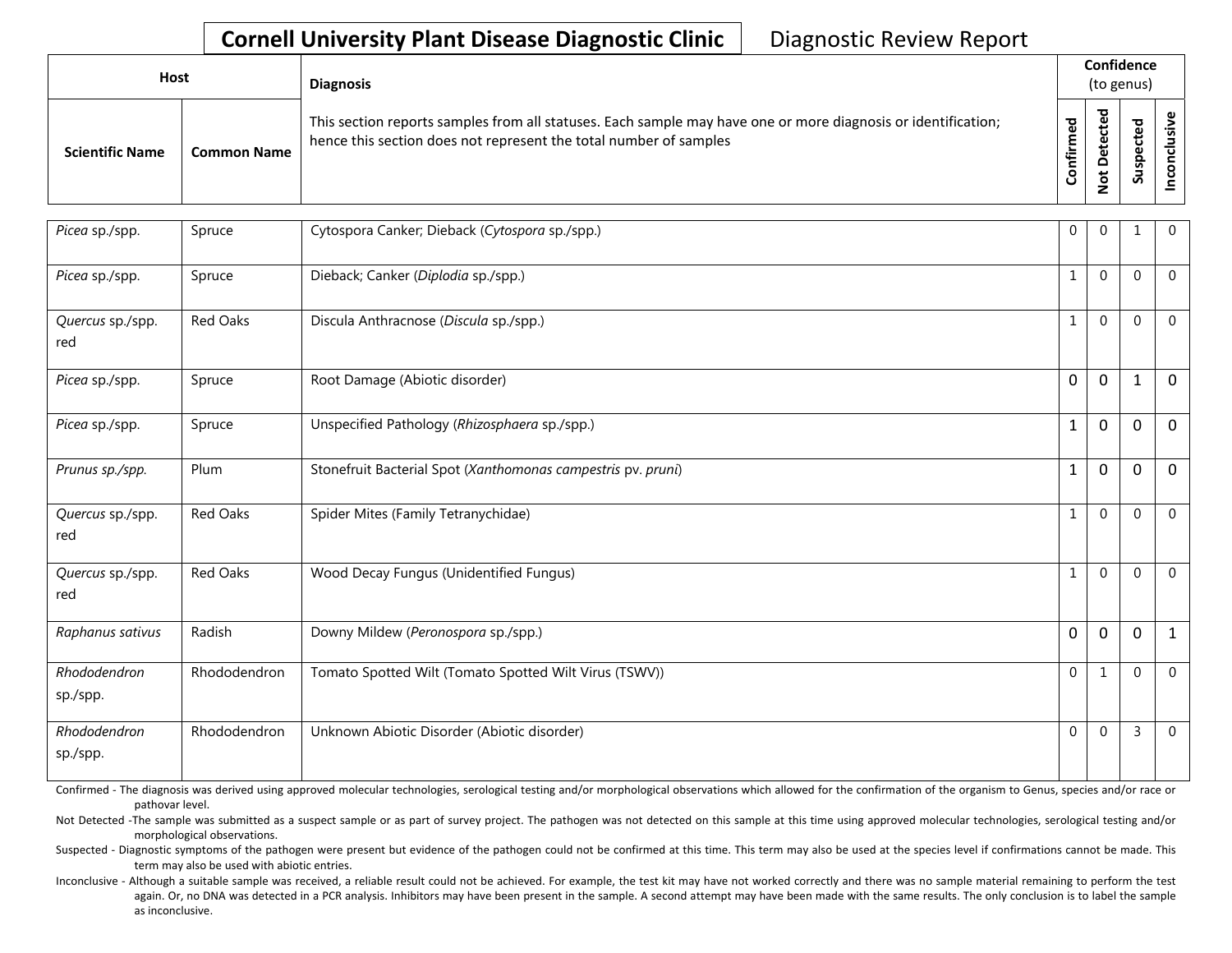**Cornell University Plant Disease Diagnostic Clinic** Diagnostic Review Report

| Host | | Diagnosis | Confidence (to genus) | | | |
|---|---|---|---|---|---|---|
| Scientific Name | Common Name | This section reports samples from all statuses. Each sample may have one or more diagnosis or identification; hence this section does not represent the total number of samples | Confirmed | Not Detected | Suspected | Inconclusive |
| *Picea* sp./spp. | Spruce | Cytospora Canker; Dieback (*Cytospora* sp./spp.) | 0 | 0 | 1 | 0 |
| *Picea* sp./spp. | Spruce | Dieback; Canker (*Diplodia* sp./spp.) | 1 | 0 | 0 | 0 |
| *Quercus* sp./spp. red | Red Oaks | Discula Anthracnose (*Discula* sp./spp.) | 1 | 0 | 0 | 0 |
| *Picea* sp./spp. | Spruce | Root Damage (Abiotic disorder) | 0 | 0 | 1 | 0 |
| *Picea* sp./spp. | Spruce | Unspecified Pathology (*Rhizosphaera* sp./spp.) | 1 | 0 | 0 | 0 |
| *Prunus sp./spp.* | Plum | Stonefruit Bacterial Spot (*Xanthomonas campestris* pv. *pruni*) | 1 | 0 | 0 | 0 |
| *Quercus* sp./spp. red | Red Oaks | Spider Mites (Family Tetranychidae) | 1 | 0 | 0 | 0 |
| *Quercus* sp./spp. red | Red Oaks | Wood Decay Fungus (Unidentified Fungus) | 1 | 0 | 0 | 0 |
| *Raphanus sativus* | Radish | Downy Mildew (*Peronospora* sp./spp.) | 0 | 0 | 0 | 1 |
| *Rhododendron* sp./spp. | Rhododendron | Tomato Spotted Wilt (Tomato Spotted Wilt Virus (TSWV)) | 0 | 1 | 0 | 0 |
| *Rhododendron* sp./spp. | Rhododendron | Unknown Abiotic Disorder (Abiotic disorder) | 0 | 0 | 3 | 0 |

Confirmed - The diagnosis was derived using approved molecular technologies, serological testing and/or morphological observations which allowed for the confirmation of the organism to Genus, species and/or race or pathovar level.

Not Detected -The sample was submitted as a suspect sample or as part of survey project. The pathogen was not detected on this sample at this time using approved molecular technologies, serological testing and/or morphological observations.

Suspected - Diagnostic symptoms of the pathogen were present but evidence of the pathogen could not be confirmed at this time. This term may also be used at the species level if confirmations cannot be made. This term may also be used with abiotic entries.

Inconclusive - Although a suitable sample was received, a reliable result could not be achieved. For example, the test kit may have not worked correctly and there was no sample material remaining to perform the test again. Or, no DNA was detected in a PCR analysis. Inhibitors may have been present in the sample. A second attempt may have been made with the same results. The only conclusion is to label the sample as inconclusive.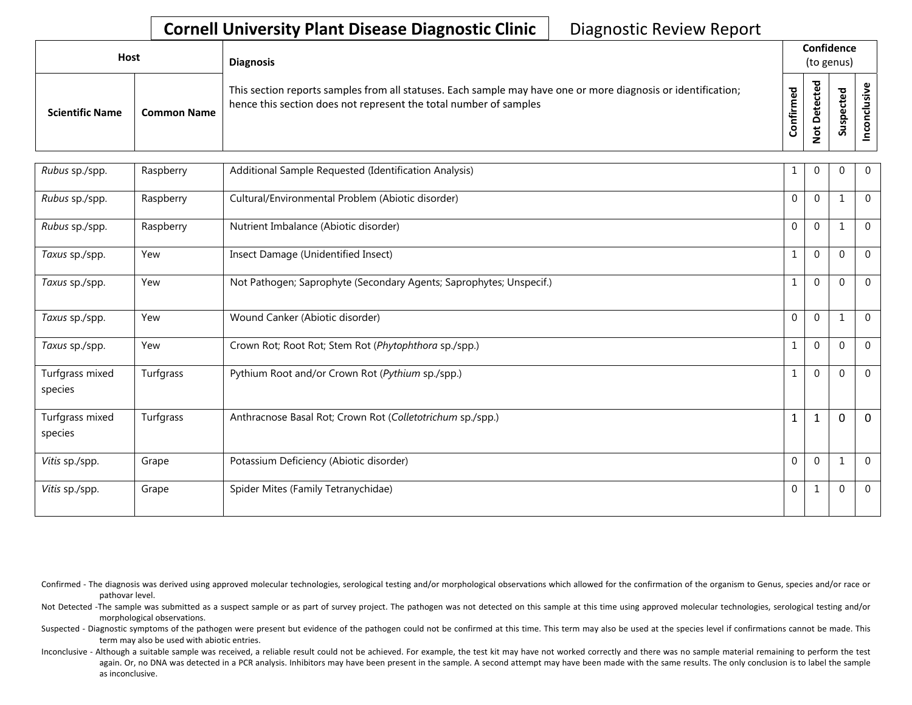**Cornell University Plant Disease Diagnostic Clinic** Diagnostic Review Report

| Host | | Diagnosis | Confidence (to genus) | | | |
|---|---|---|---|---|---|---|
| Scientific Name | Common Name | This section reports samples from all statuses. Each sample may have one or more diagnosis or identification; hence this section does not represent the total number of samples | Confirmed | Not Detected | Suspected | Inconclusive |
| *Rubus* sp./spp. | Raspberry | Additional Sample Requested (Identification Analysis) | 1 | 0 | 0 | 0 |
| *Rubus* sp./spp. | Raspberry | Cultural/Environmental Problem (Abiotic disorder) | 0 | 0 | 1 | 0 |
| *Rubus* sp./spp. | Raspberry | Nutrient Imbalance (Abiotic disorder) | 0 | 0 | 1 | 0 |
| *Taxus* sp./spp. | Yew | Insect Damage (Unidentified Insect) | 1 | 0 | 0 | 0 |
| *Taxus* sp./spp. | Yew | Not Pathogen; Saprophyte (Secondary Agents; Saprophytes; Unspecif.) | 1 | 0 | 0 | 0 |
| *Taxus* sp./spp. | Yew | Wound Canker (Abiotic disorder) | 0 | 0 | 1 | 0 |
| *Taxus* sp./spp. | Yew | Crown Rot; Root Rot; Stem Rot (*Phytophthora* sp./spp.) | 1 | 0 | 0 | 0 |
| Turfgrass mixed species | Turfgrass | Pythium Root and/or Crown Rot (*Pythium* sp./spp.) | 1 | 0 | 0 | 0 |
| Turfgrass mixed species | Turfgrass | Anthracnose Basal Rot; Crown Rot (*Colletotrichum* sp./spp.) | 1 | 1 | 0 | 0 |
| *Vitis* sp./spp. | Grape | Potassium Deficiency (Abiotic disorder) | 0 | 0 | 1 | 0 |
| *Vitis* sp./spp. | Grape | Spider Mites (Family Tetranychidae) | 0 | 1 | 0 | 0 |

Confirmed - The diagnosis was derived using approved molecular technologies, serological testing and/or morphological observations which allowed for the confirmation of the organism to Genus, species and/or race or pathovar level.

Not Detected -The sample was submitted as a suspect sample or as part of survey project. The pathogen was not detected on this sample at this time using approved molecular technologies, serological testing and/or morphological observations.

Suspected - Diagnostic symptoms of the pathogen were present but evidence of the pathogen could not be confirmed at this time. This term may also be used at the species level if confirmations cannot be made. This term may also be used with abiotic entries.

Inconclusive - Although a suitable sample was received, a reliable result could not be achieved. For example, the test kit may have not worked correctly and there was no sample material remaining to perform the test again. Or, no DNA was detected in a PCR analysis. Inhibitors may have been present in the sample. A second attempt may have been made with the same results. The only conclusion is to label the sample as inconclusive.